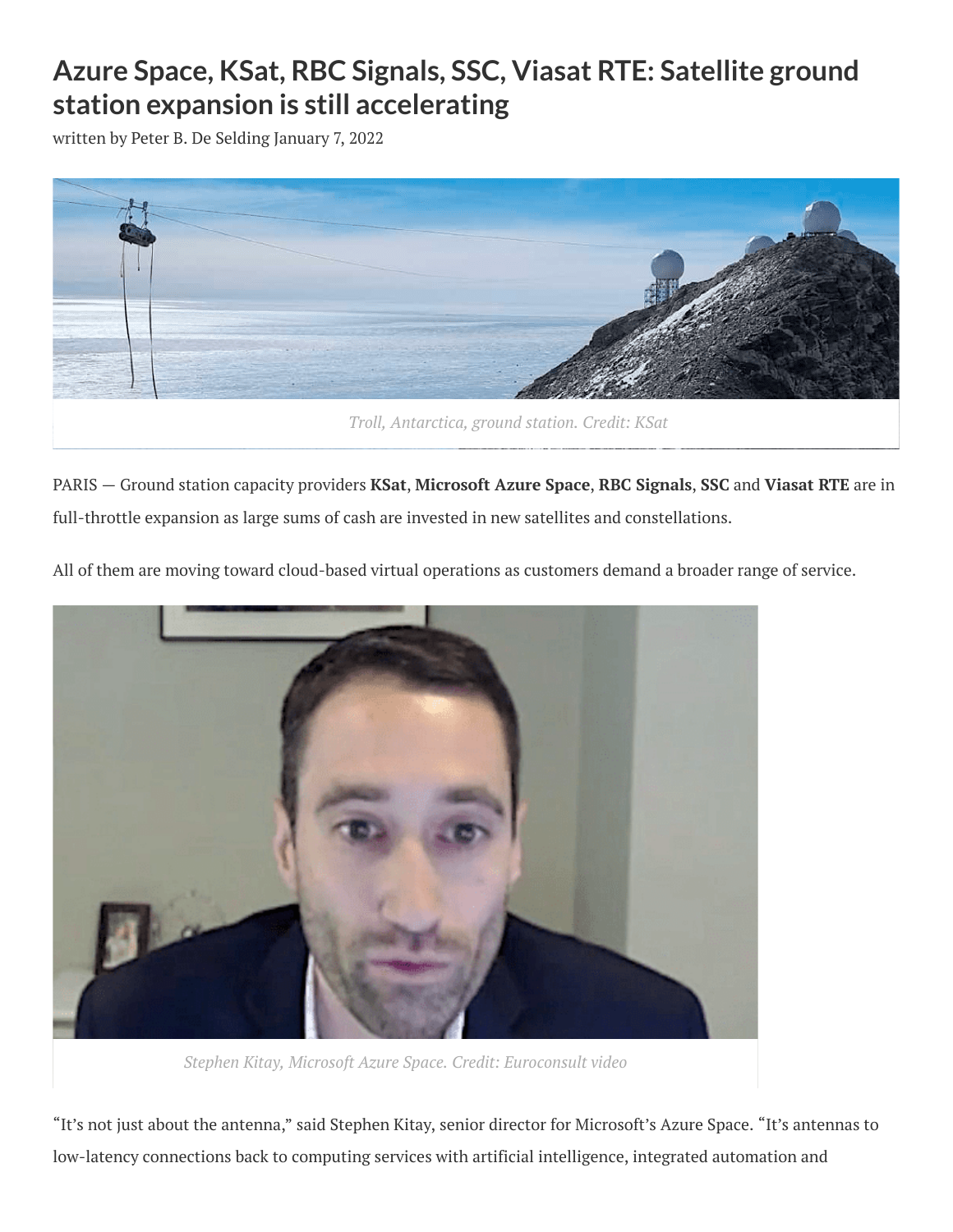# Azure Space, KSat, RBC Signals, SSC, Viasat RTE: Satellite ground station expansion is still accelerating

written by Peter B. De Selding January 7, 2022

*Troll, Antarctica, ground station. Credit: KSat*

PARIS — Ground station capacity providers **KSat**, **Microsoft Azure Space**, **RBC Signals**, **SSC** and **Viasat RTE** are in full-throttle expansion as large sums of cash are invested in new satellites and constellations.

All of them are moving toward cloud-based virtual operations as customers demand a broader range of service.

*Stephen Kitay, Microsoft Azure Space. Credit: Euroconsult video*

"It's not just about the antenna," said Stephen Kitay, senior director for Microsoft's Azure Space. "It's antennas to low-latency connections back to computing services with artificial intelligence, integrated automation and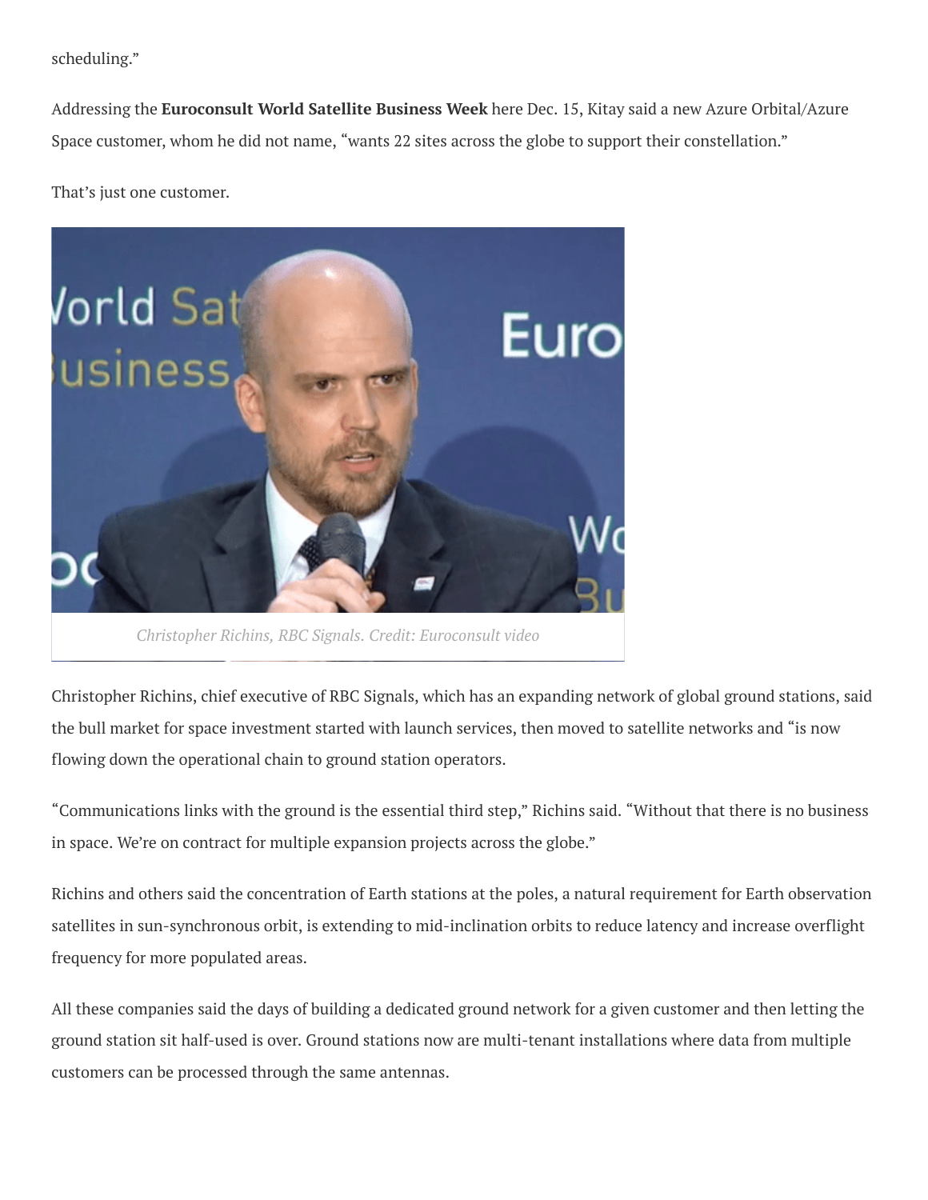scheduling."

Addressing the **Euroconsult World Satellite Business Week** here Dec. 15, Kitay said a new Azure Orbital/Azure Space customer, whom he did not name, "wants 22 sites across the globe to support their constellation."

That's just one customer.

*Christopher Richins, RBC Signals. Credit: Euroconsult video*

Christopher Richins, chief executive of RBC Signals, which has an expanding network of global ground stations, said the bull market for space investment started with launch services, then moved to satellite networks and "is now flowing down the operational chain to ground station operators.

"Communications links with the ground is the essential third step," Richins said. "Without that there is no business in space. We're on contract for multiple expansion projects across the globe."

Richins and others said the concentration of Earth stations at the poles, a natural requirement for Earth observation satellites in sun-synchronous orbit, is extending to mid-inclination orbits to reduce latency and increase overflight frequency for more populated areas.

All these companies said the days of building a dedicated ground network for a given customer and then letting the ground station sit half-used is over. Ground stations now are multi-tenant installations where data from multiple customers can be processed through the same antennas.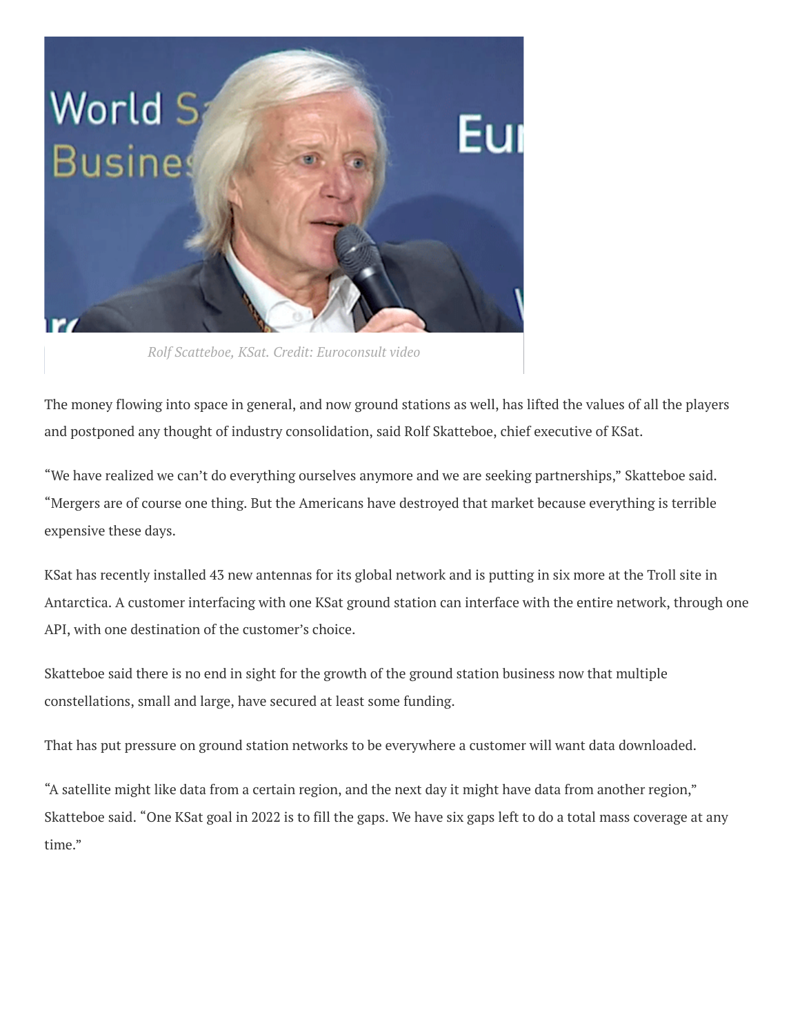Rolf Scatteboe, KSat. Credit: Euroconsult video

The money flowing into space in general, and now ground stations as well, has lifted the values of all the players and postponed any thought of industry consolidation, said Rolf Skatteboe, chief executive of KSat.

“We have realized we can’t do everything ourselves anymore and we are seeking partnerships,” Skatteboe said. “Mergers are of course one thing. But the Americans have destroyed that market because everything is terrible expensive these days.

KSat has recently installed 43 new antennas for its global network and is putting in six more at the Troll site in Antarctica. A customer interfacing with one KSat ground station can interface with the entire network, through one API, with one destination of the customer’s choice.

Skatteboe said there is no end in sight for the growth of the ground station business now that multiple constellations, small and large, have secured at least some funding.

That has put pressure on ground station networks to be everywhere a customer will want data downloaded.

“A satellite might like data from a certain region, and the next day it might have data from another region,” Skatteboe said. “One KSat goal in 2022 is to fill the gaps. We have six gaps left to do a total mass coverage at any time.”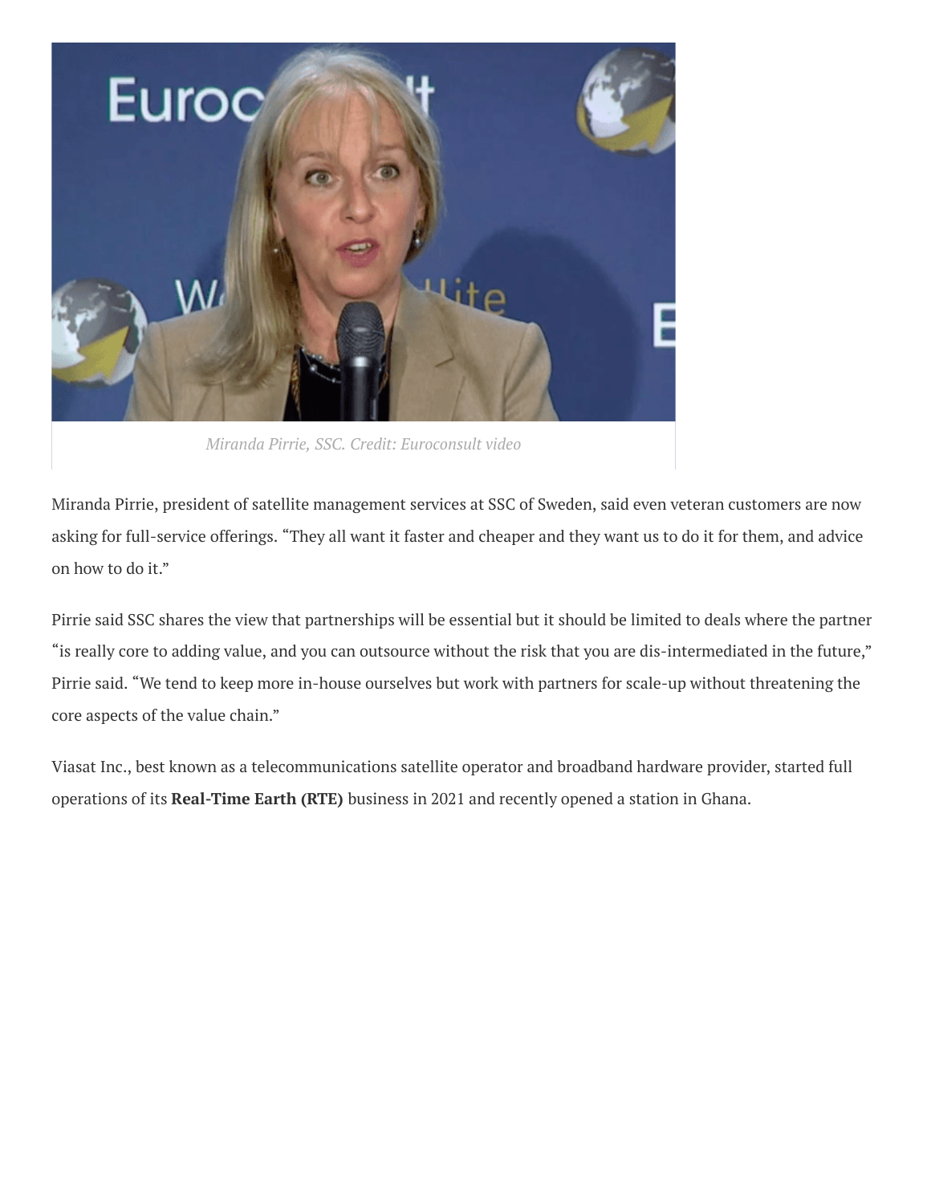*Miranda Pirrie, SSC. Credit: Euroconsult video*

Miranda Pirrie, president of satellite management services at SSC of Sweden, said even veteran customers are now asking for full-service offerings. "They all want it faster and cheaper and they want us to do it for them, and advice on how to do it."

Pirrie said SSC shares the view that partnerships will be essential but it should be limited to deals where the partner "is really core to adding value, and you can outsource without the risk that you are dis-intermediated in the future," Pirrie said. "We tend to keep more in-house ourselves but work with partners for scale-up without threatening the core aspects of the value chain."

Viasat Inc., best known as a telecommunications satellite operator and broadband hardware provider, started full operations of its **Real-Time Earth (RTE)** business in 2021 and recently opened a station in Ghana.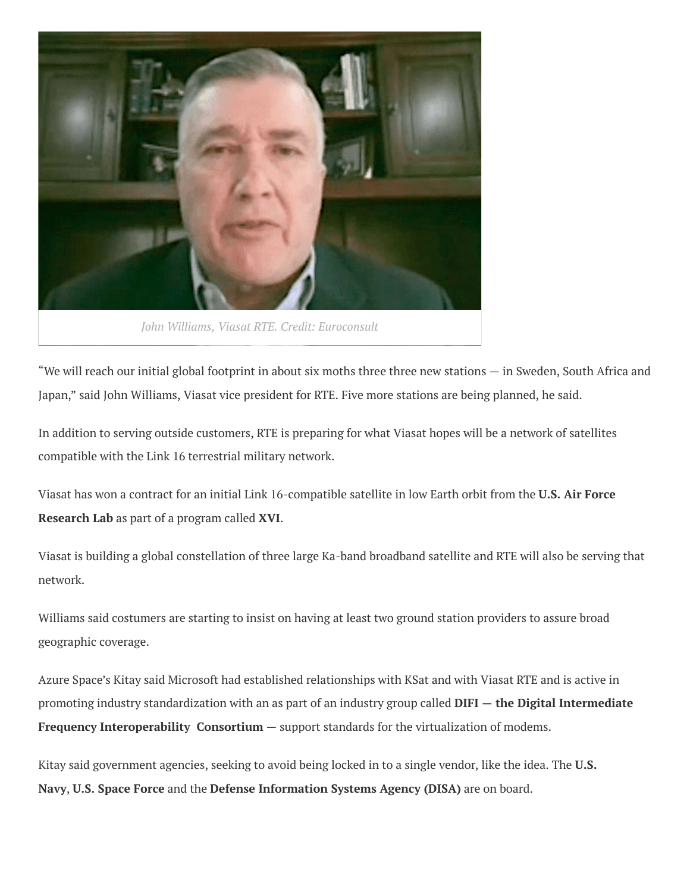*John Williams, Viasat RTE. Credit: Euroconsult*

"We will reach our initial global footprint in about six moths three three new stations — in Sweden, South Africa and Japan," said John Williams, Viasat vice president for RTE. Five more stations are being planned, he said.

In addition to serving outside customers, RTE is preparing for what Viasat hopes will be a network of satellites compatible with the Link 16 terrestrial military network.

Viasat has won a contract for an initial Link 16-compatible satellite in low Earth orbit from the **U.S. Air Force Research Lab** as part of a program called **XVI**.

Viasat is building a global constellation of three large Ka-band broadband satellite and RTE will also be serving that network.

Williams said costumers are starting to insist on having at least two ground station providers to assure broad geographic coverage.

Azure Space's Kitay said Microsoft had established relationships with KSat and with Viasat RTE and is active in promoting industry standardization with an as part of an industry group called **DIFI — the Digital Intermediate Frequency Interoperability Consortium** — support standards for the virtualization of modems.

Kitay said government agencies, seeking to avoid being locked in to a single vendor, like the idea. The **U.S. Navy**, **U.S. Space Force** and the **Defense Information Systems Agency (DISA)** are on board.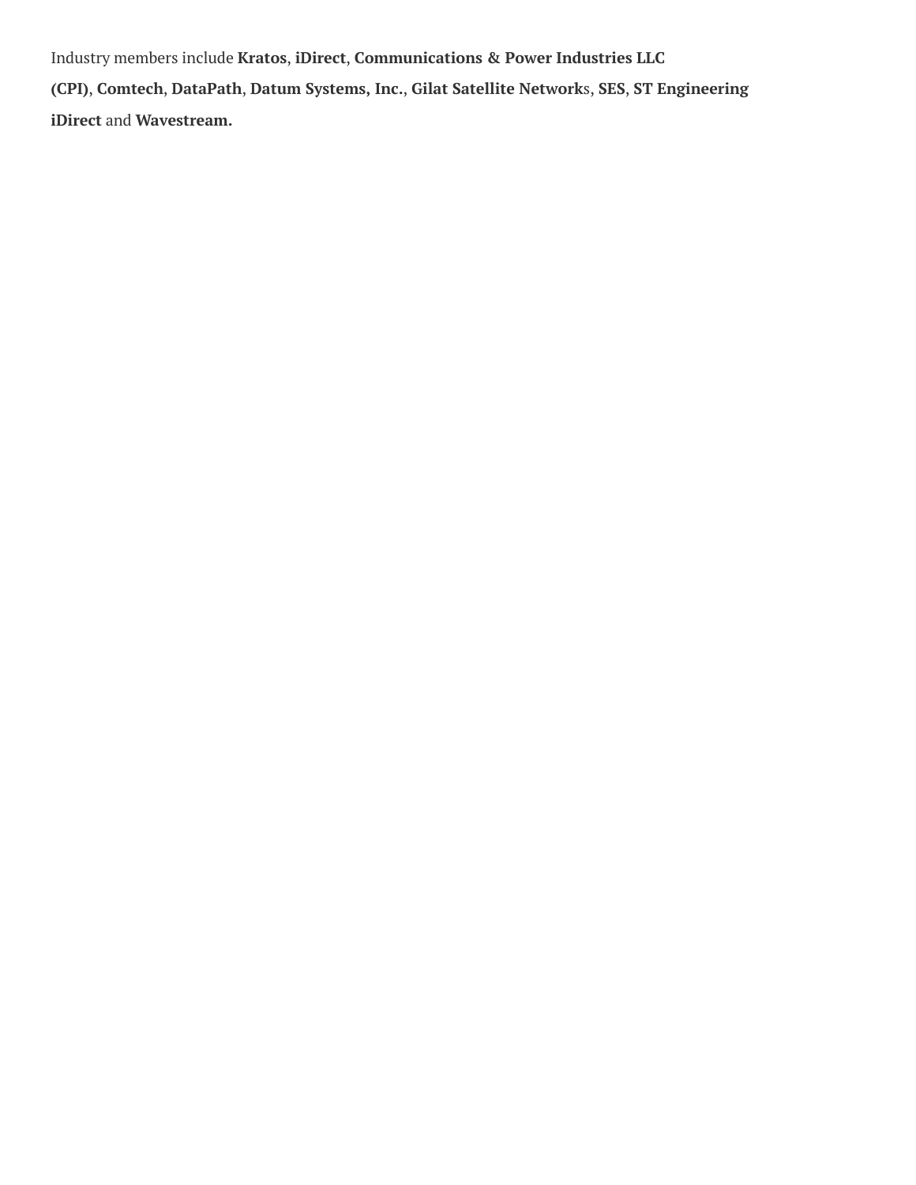Industry members include **Kratos**, **iDirect**, **Communications & Power Industries LLC (CPI)**, **Comtech**, **DataPath**, **Datum Systems, Inc.**, **Gilat Satellite Network**s, **SES**, **ST Engineering iDirect** and **Wavestream.**